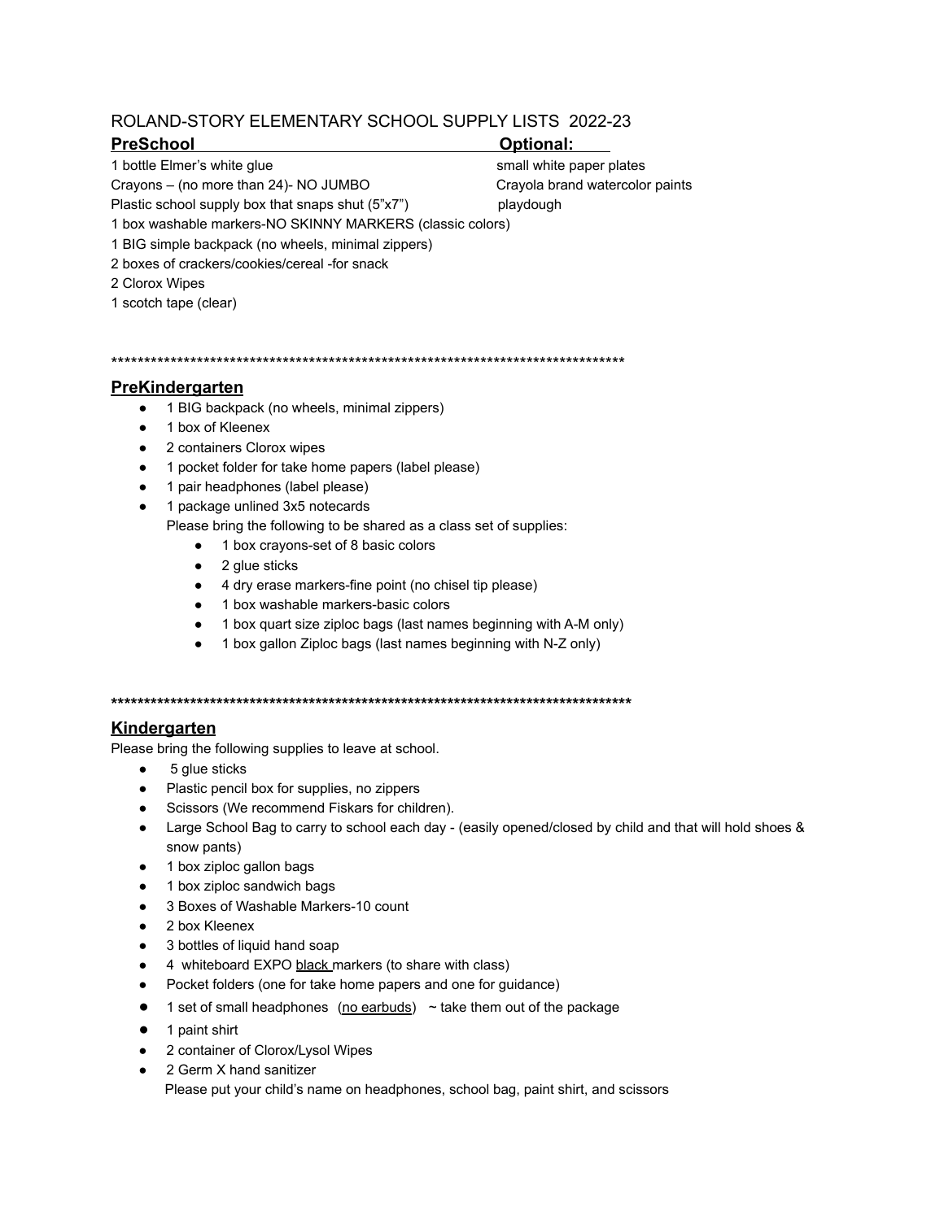# ROLAND-STORY ELEMENTARY SCHOOL SUPPLY LISTS 2022-23

## PreSchool

1 bottle Elmer's white glue
Crayons – (no more than 24)- NO JUMBO
Plastic school supply box that snaps shut (5"x7")
1 box washable markers-NO SKINNY MARKERS (classic colors)
1 BIG simple backpack (no wheels, minimal zippers)
2 boxes of crackers/cookies/cereal -for snack
2 Clorox Wipes
1 scotch tape (clear)

**Optional:**

small white paper plates
Crayola brand watercolor paints
playdough

*******************************************************************************

## PreKindergarten

- 1 BIG backpack (no wheels, minimal zippers)
- 1 box of Kleenex
- 2 containers Clorox wipes
- 1 pocket folder for take home papers (label please)
- 1 pair headphones (label please)
- 1 package unlined 3x5 notecards

  Please bring the following to be shared as a class set of supplies:
  - 1 box crayons-set of 8 basic colors
  - 2 glue sticks
  - 4 dry erase markers-fine point (no chisel tip please)
  - 1 box washable markers-basic colors
  - 1 box quart size ziploc bags (last names beginning with A-M only)
  - 1 box gallon Ziploc bags (last names beginning with N-Z only)

*******************************************************************************

## Kindergarten

Please bring the following supplies to leave at school.

- 5 glue sticks
- Plastic pencil box for supplies, no zippers
- Scissors (We recommend Fiskars for children).
- Large School Bag to carry to school each day - (easily opened/closed by child and that will hold shoes & snow pants)
- 1 box ziploc gallon bags
- 1 box ziploc sandwich bags
- 3 Boxes of Washable Markers-10 count
- 2 box Kleenex
- 3 bottles of liquid hand soap
- 4 whiteboard EXPO <u>black</u> markers (to share with class)
- Pocket folders (one for take home papers and one for guidance)
- 1 set of small headphones (<u>no earbuds</u>) ~ take them out of the package
- 1 paint shirt
- 2 container of Clorox/Lysol Wipes
- 2 Germ X hand sanitizer

Please put your child's name on headphones, school bag, paint shirt, and scissors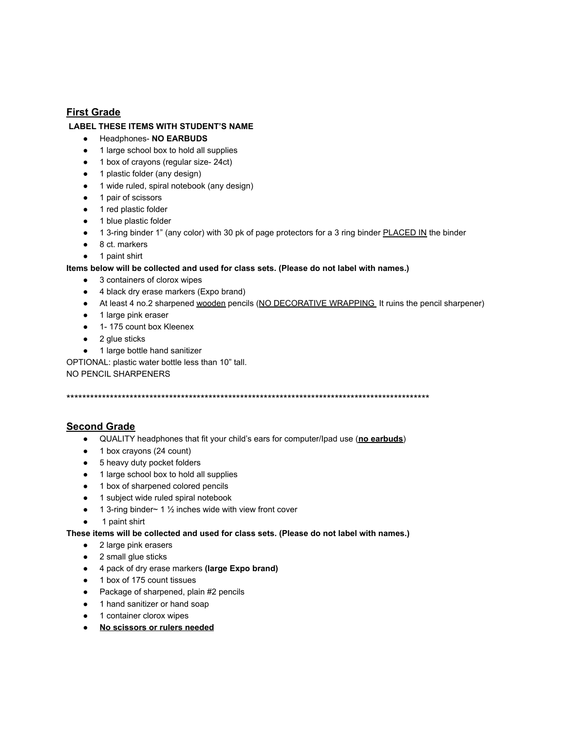## First Grade

**LABEL THESE ITEMS WITH STUDENT'S NAME**

- Headphones- **NO EARBUDS**
- 1 large school box to hold all supplies
- 1 box of crayons (regular size- 24ct)
- 1 plastic folder (any design)
- 1 wide ruled, spiral notebook (any design)
- 1 pair of scissors
- 1 red plastic folder
- 1 blue plastic folder
- 1 3-ring binder 1" (any color) with 30 pk of page protectors for a 3 ring binder PLACED IN the binder
- 8 ct. markers
- 1 paint shirt

**Items below will be collected and used for class sets. (Please do not label with names.)**

- 3 containers of clorox wipes
- 4 black dry erase markers (Expo brand)
- At least 4 no.2 sharpened wooden pencils (NO DECORATIVE WRAPPING It ruins the pencil sharpener)
- 1 large pink eraser
- 1- 175 count box Kleenex
- 2 glue sticks
- 1 large bottle hand sanitizer

OPTIONAL: plastic water bottle less than 10" tall.
NO PENCIL SHARPENERS

*********************************************************************************************

## Second Grade

- QUALITY headphones that fit your child's ears for computer/Ipad use (**no earbuds**)
- 1 box crayons (24 count)
- 5 heavy duty pocket folders
- 1 large school box to hold all supplies
- 1 box of sharpened colored pencils
- 1 subject wide ruled spiral notebook
- 1 3-ring binder~ 1 ½ inches wide with view front cover
- 1 paint shirt

**These items will be collected and used for class sets. (Please do not label with names.)**

- 2 large pink erasers
- 2 small glue sticks
- 4 pack of dry erase markers **(large Expo brand)**
- 1 box of 175 count tissues
- Package of sharpened, plain #2 pencils
- 1 hand sanitizer or hand soap
- 1 container clorox wipes
- **No scissors or rulers needed**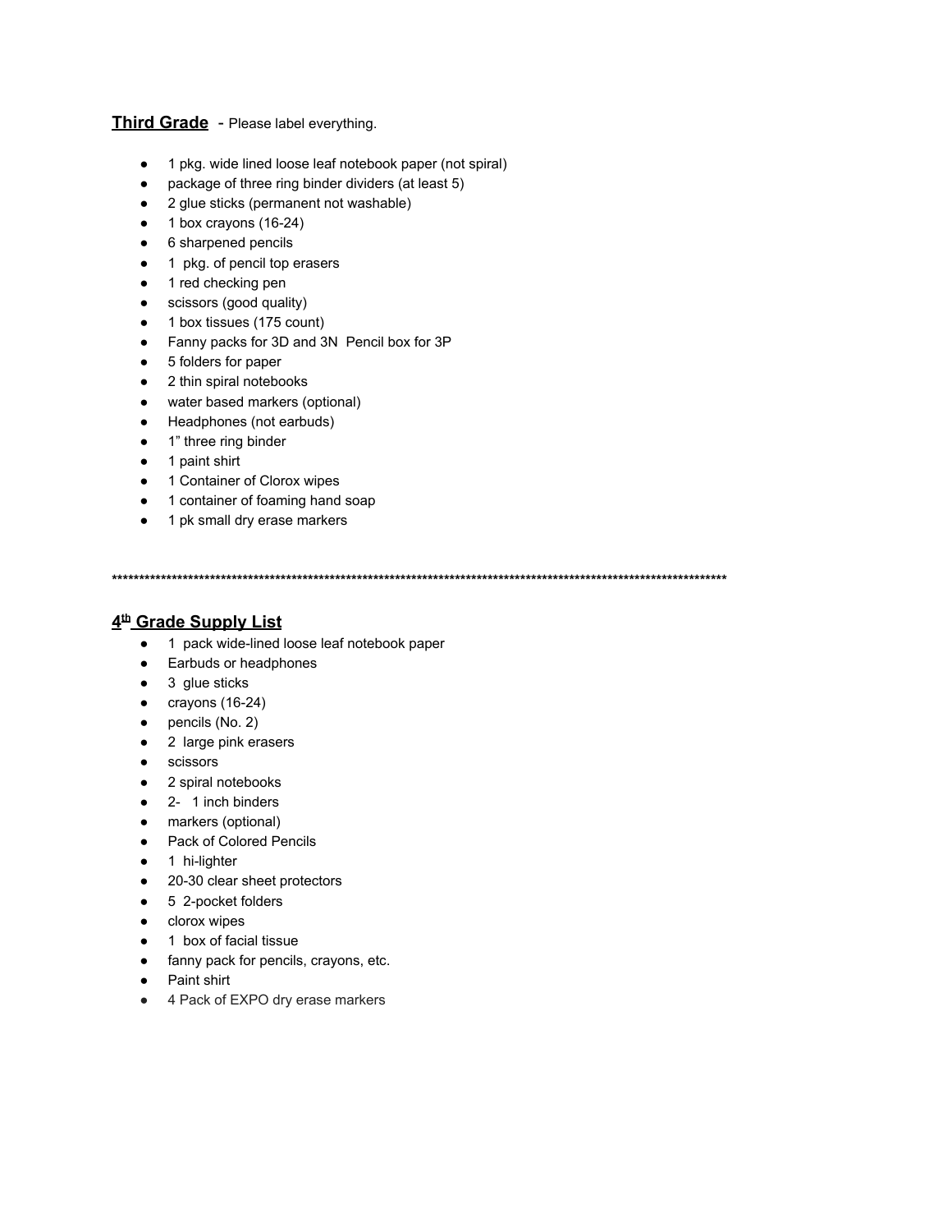**Third Grade** - Please label everything.

- 1 pkg. wide lined loose leaf notebook paper (not spiral)
- package of three ring binder dividers (at least 5)
- 2 glue sticks (permanent not washable)
- 1 box crayons (16-24)
- 6 sharpened pencils
- 1 pkg. of pencil top erasers
- 1 red checking pen
- scissors (good quality)
- 1 box tissues (175 count)
- Fanny packs for 3D and 3N Pencil box for 3P
- 5 folders for paper
- 2 thin spiral notebooks
- water based markers (optional)
- Headphones (not earbuds)
- 1" three ring binder
- 1 paint shirt
- 1 Container of Clorox wipes
- 1 container of foaming hand soap
- 1 pk small dry erase markers

************************************************************************************************************************

## 4th Grade Supply List

- 1 pack wide-lined loose leaf notebook paper
- Earbuds or headphones
- 3 glue sticks
- crayons (16-24)
- pencils (No. 2)
- 2 large pink erasers
- scissors
- 2 spiral notebooks
- 2- 1 inch binders
- markers (optional)
- Pack of Colored Pencils
- 1 hi-lighter
- 20-30 clear sheet protectors
- 5 2-pocket folders
- clorox wipes
- 1 box of facial tissue
- fanny pack for pencils, crayons, etc.
- Paint shirt
- 4 Pack of EXPO dry erase markers